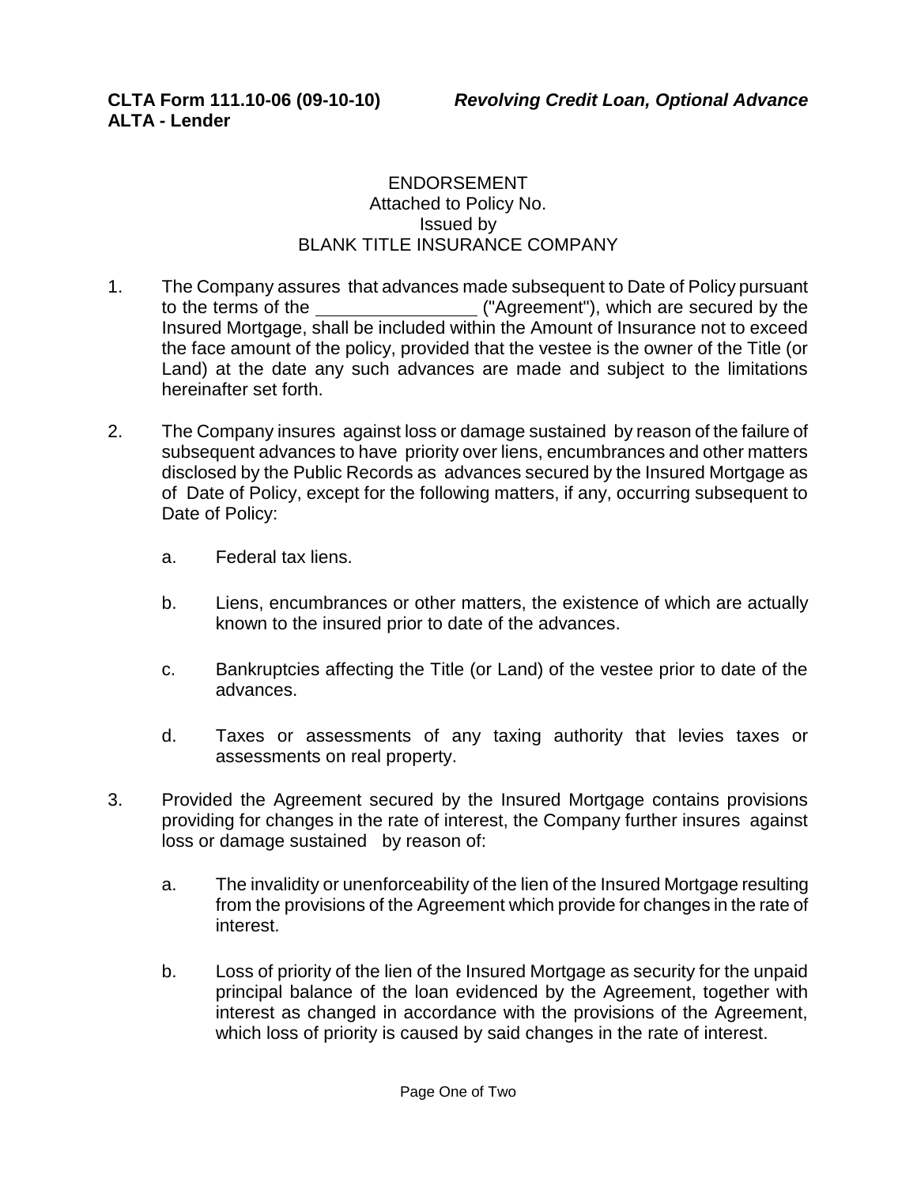**CLTA Form 111.10-06 (09-10-10)** *Revolving Credit Loan, Optional Advance*
**ALTA - Lender**

ENDORSEMENT
Attached to Policy No.
Issued by
BLANK TITLE INSURANCE COMPANY

1. The Company assures that advances made subsequent to Date of Policy pursuant to the terms of the ________________ ("Agreement"), which are secured by the Insured Mortgage, shall be included within the Amount of Insurance not to exceed the face amount of the policy, provided that the vestee is the owner of the Title (or Land) at the date any such advances are made and subject to the limitations hereinafter set forth.

2. The Company insures against loss or damage sustained by reason of the failure of subsequent advances to have priority over liens, encumbrances and other matters disclosed by the Public Records as advances secured by the Insured Mortgage as of Date of Policy, except for the following matters, if any, occurring subsequent to Date of Policy:

   a. Federal tax liens.

   b. Liens, encumbrances or other matters, the existence of which are actually known to the insured prior to date of the advances.

   c. Bankruptcies affecting the Title (or Land) of the vestee prior to date of the advances.

   d. Taxes or assessments of any taxing authority that levies taxes or assessments on real property.

3. Provided the Agreement secured by the Insured Mortgage contains provisions providing for changes in the rate of interest, the Company further insures against loss or damage sustained by reason of:

   a. The invalidity or unenforceability of the lien of the Insured Mortgage resulting from the provisions of the Agreement which provide for changes in the rate of interest.

   b. Loss of priority of the lien of the Insured Mortgage as security for the unpaid principal balance of the loan evidenced by the Agreement, together with interest as changed in accordance with the provisions of the Agreement, which loss of priority is caused by said changes in the rate of interest.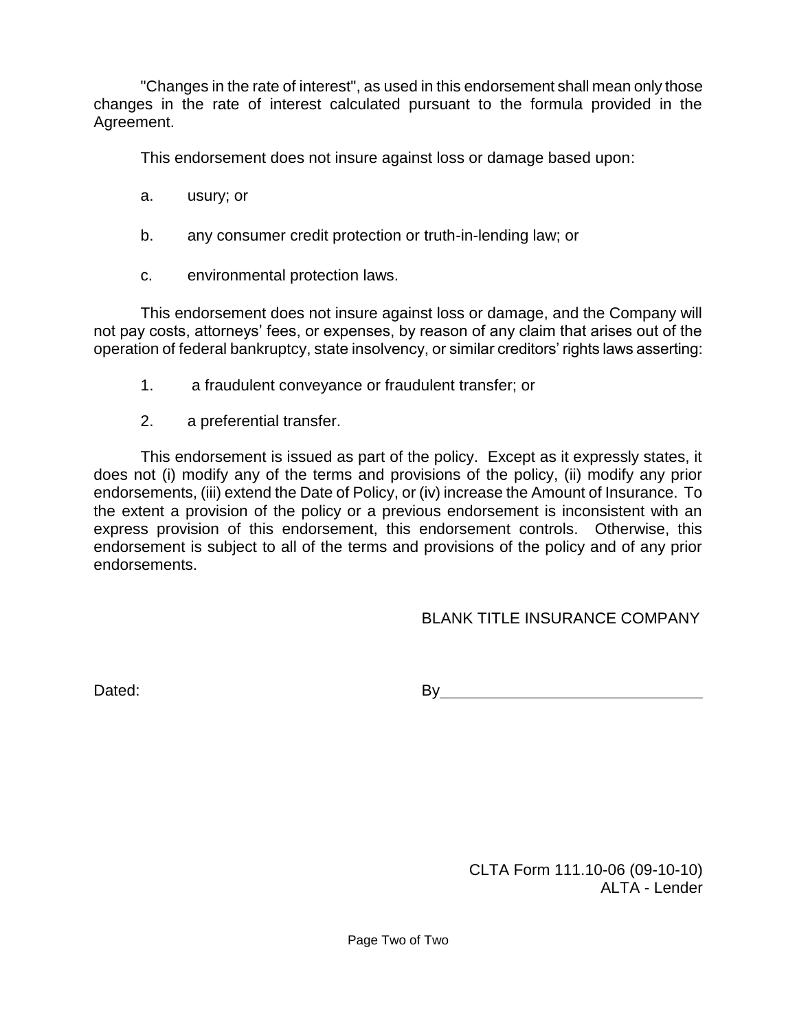"Changes in the rate of interest", as used in this endorsement shall mean only those changes in the rate of interest calculated pursuant to the formula provided in the Agreement.

This endorsement does not insure against loss or damage based upon:

a. usury; or

b. any consumer credit protection or truth-in-lending law; or

c. environmental protection laws.

This endorsement does not insure against loss or damage, and the Company will not pay costs, attorneys' fees, or expenses, by reason of any claim that arises out of the operation of federal bankruptcy, state insolvency, or similar creditors' rights laws asserting:

1. a fraudulent conveyance or fraudulent transfer; or

2. a preferential transfer.

This endorsement is issued as part of the policy. Except as it expressly states, it does not (i) modify any of the terms and provisions of the policy, (ii) modify any prior endorsements, (iii) extend the Date of Policy, or (iv) increase the Amount of Insurance. To the extent a provision of the policy or a previous endorsement is inconsistent with an express provision of this endorsement, this endorsement controls. Otherwise, this endorsement is subject to all of the terms and provisions of the policy and of any prior endorsements.

BLANK TITLE INSURANCE COMPANY

Dated: By ______________________________

CLTA Form 111.10-06 (09-10-10)
ALTA - Lender